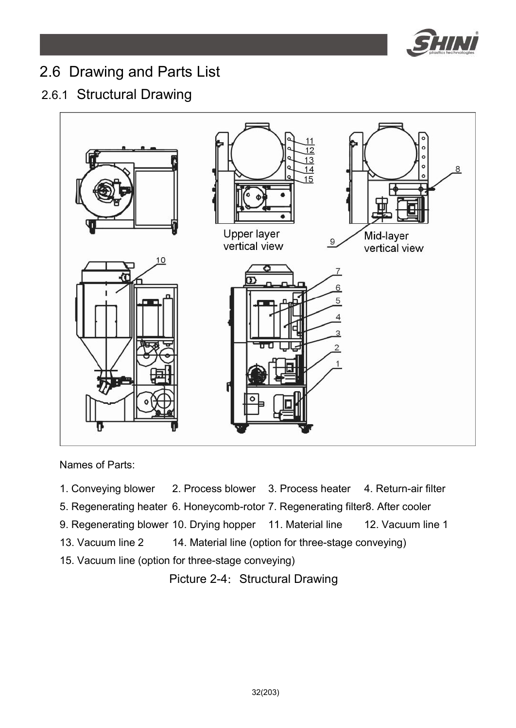## 2.6 Drawing and Parts List

### 2.6.1 Structural Drawing

Names of Parts:

1. Conveying blower 2. Process blower 3. Process heater 4. Return-air filter
5. Regenerating heater 6. Honeycomb-rotor 7. Regenerating filter 8. After cooler
9. Regenerating blower 10. Drying hopper 11. Material line 12. Vacuum line 1
13. Vacuum line 2 14. Material line (option for three-stage conveying)
15. Vacuum line (option for three-stage conveying)

Picture 2-4: Structural Drawing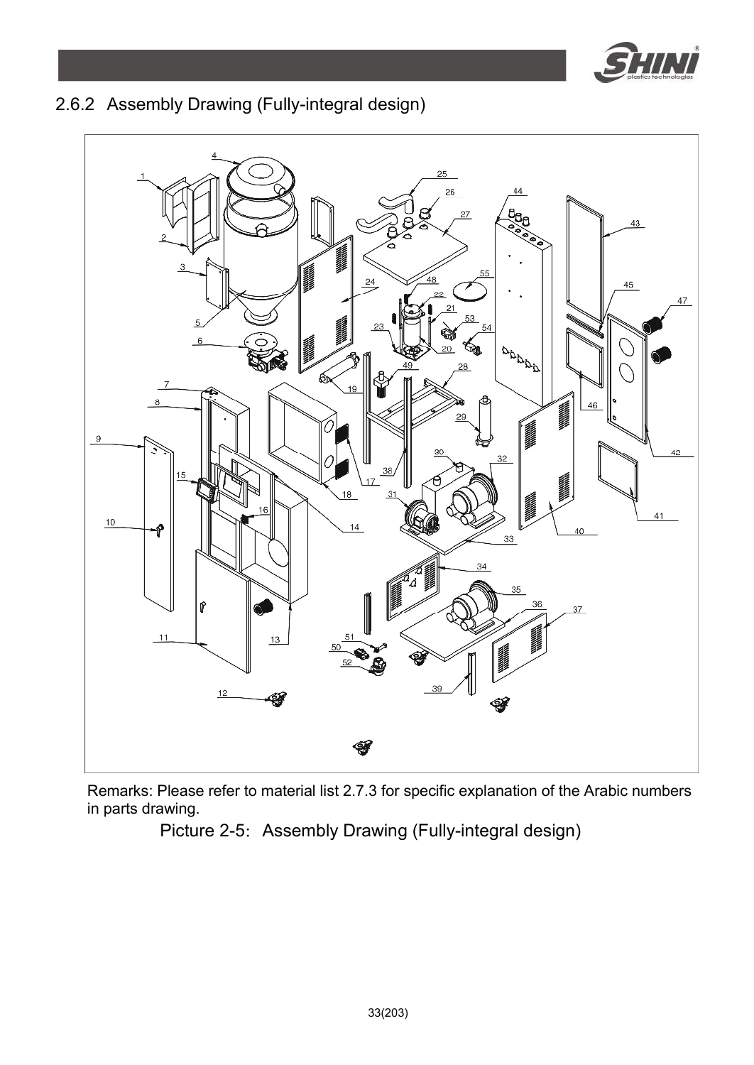## 2.6.2 Assembly Drawing (Fully-integral design)

Remarks: Please refer to material list 2.7.3 for specific explanation of the Arabic numbers in parts drawing.

Picture 2-5: Assembly Drawing (Fully-integral design)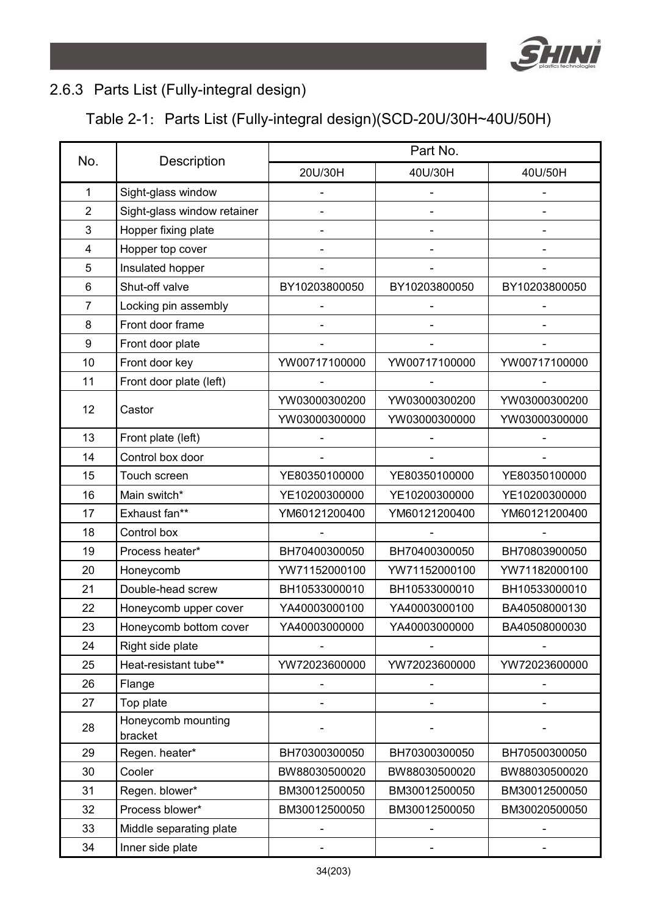### 2.6.3 Parts List (Fully-integral design)

Table 2-1: Parts List (Fully-integral design)(SCD-20U/30H~40U/50H)

| No. | Description | Part No. | | |
|---|---|---|---|---|
| | | 20U/30H | 40U/30H | 40U/50H |
| 1 | Sight-glass window | - | - | - |
| 2 | Sight-glass window retainer | - | - | - |
| 3 | Hopper fixing plate | - | - | - |
| 4 | Hopper top cover | - | - | - |
| 5 | Insulated hopper | - | - | - |
| 6 | Shut-off valve | BY10203800050 | BY10203800050 | BY10203800050 |
| 7 | Locking pin assembly | - | - | - |
| 8 | Front door frame | - | - | - |
| 9 | Front door plate | - | - | - |
| 10 | Front door key | YW00717100000 | YW00717100000 | YW00717100000 |
| 11 | Front door plate (left) | - | - | - |
| 12 | Castor | YW03000300200 | YW03000300200 | YW03000300200 |
| | | YW03000300000 | YW03000300000 | YW03000300000 |
| 13 | Front plate (left) | - | - | - |
| 14 | Control box door | - | - | - |
| 15 | Touch screen | YE80350100000 | YE80350100000 | YE80350100000 |
| 16 | Main switch* | YE10200300000 | YE10200300000 | YE10200300000 |
| 17 | Exhaust fan** | YM60121200400 | YM60121200400 | YM60121200400 |
| 18 | Control box | - | - | - |
| 19 | Process heater* | BH70400300050 | BH70400300050 | BH70803900050 |
| 20 | Honeycomb | YW71152000100 | YW71152000100 | YW71182000100 |
| 21 | Double-head screw | BH10533000010 | BH10533000010 | BH10533000010 |
| 22 | Honeycomb upper cover | YA40003000100 | YA40003000100 | BA40508000130 |
| 23 | Honeycomb bottom cover | YA40003000000 | YA40003000000 | BA40508000030 |
| 24 | Right side plate | - | - | - |
| 25 | Heat-resistant tube** | YW72023600000 | YW72023600000 | YW72023600000 |
| 26 | Flange | - | - | - |
| 27 | Top plate | - | - | - |
| 28 | Honeycomb mounting bracket | - | - | - |
| 29 | Regen. heater* | BH70300300050 | BH70300300050 | BH70500300050 |
| 30 | Cooler | BW88030500020 | BW88030500020 | BW88030500020 |
| 31 | Regen. blower* | BM30012500050 | BM30012500050 | BM30012500050 |
| 32 | Process blower* | BM30012500050 | BM30012500050 | BM30020500050 |
| 33 | Middle separating plate | - | - | - |
| 34 | Inner side plate | - | - | - |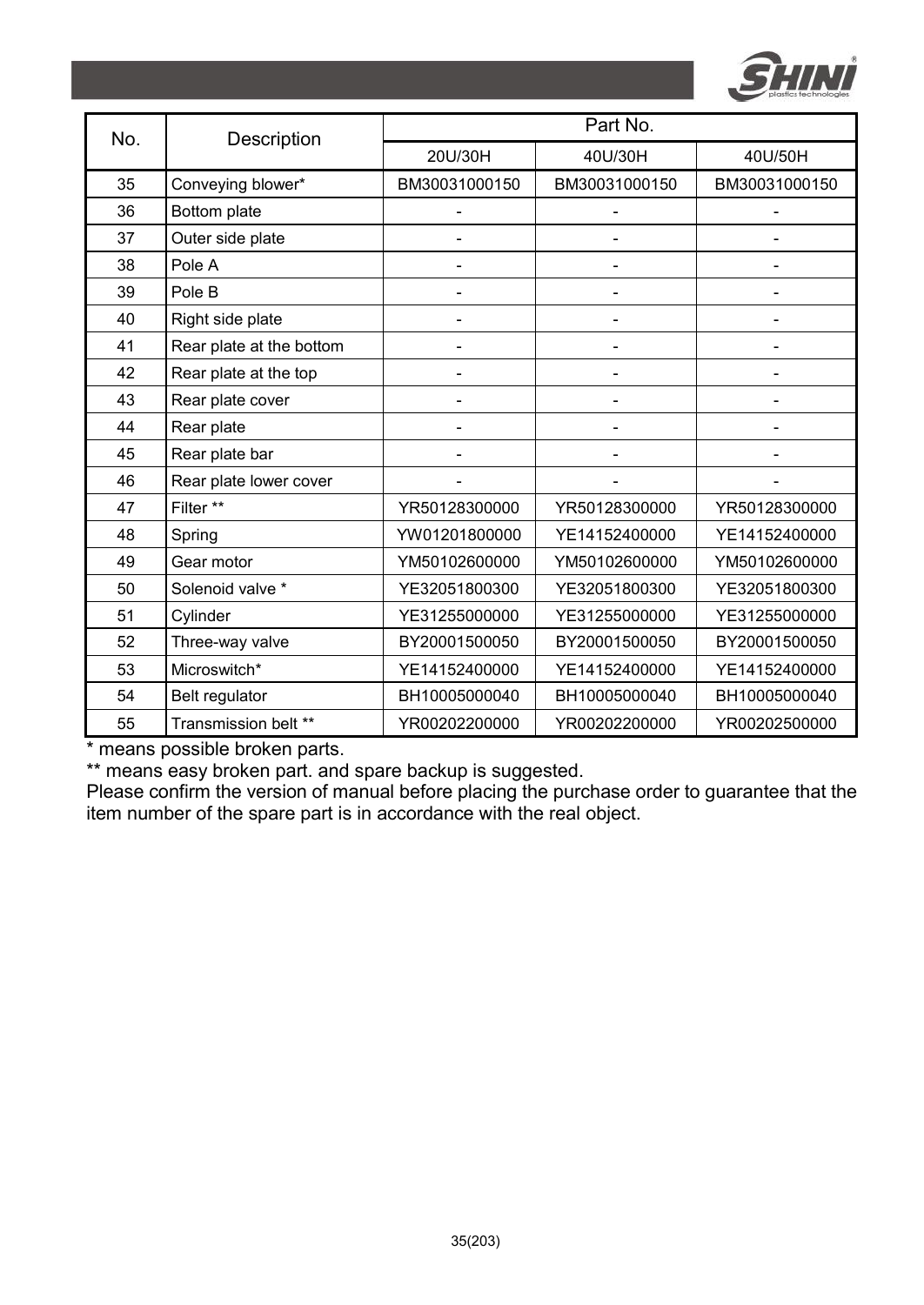| No. | Description | Part No. | | |
|---|---|---|---|---|
| | | 20U/30H | 40U/30H | 40U/50H |
| 35 | Conveying blower* | BM30031000150 | BM30031000150 | BM30031000150 |
| 36 | Bottom plate | - | - | - |
| 37 | Outer side plate | - | - | - |
| 38 | Pole A | - | - | - |
| 39 | Pole B | - | - | - |
| 40 | Right side plate | - | - | - |
| 41 | Rear plate at the bottom | - | - | - |
| 42 | Rear plate at the top | - | - | - |
| 43 | Rear plate cover | - | - | - |
| 44 | Rear plate | - | - | - |
| 45 | Rear plate bar | - | - | - |
| 46 | Rear plate lower cover | - | - | - |
| 47 | Filter ** | YR50128300000 | YR50128300000 | YR50128300000 |
| 48 | Spring | YW01201800000 | YE14152400000 | YE14152400000 |
| 49 | Gear motor | YM50102600000 | YM50102600000 | YM50102600000 |
| 50 | Solenoid valve * | YE32051800300 | YE32051800300 | YE32051800300 |
| 51 | Cylinder | YE31255000000 | YE31255000000 | YE31255000000 |
| 52 | Three-way valve | BY20001500050 | BY20001500050 | BY20001500050 |
| 53 | Microswitch* | YE14152400000 | YE14152400000 | YE14152400000 |
| 54 | Belt regulator | BH10005000040 | BH10005000040 | BH10005000040 |
| 55 | Transmission belt ** | YR00202200000 | YR00202200000 | YR00202500000 |

* means possible broken parts.

** means easy broken part. and spare backup is suggested.

Please confirm the version of manual before placing the purchase order to guarantee that the item number of the spare part is in accordance with the real object.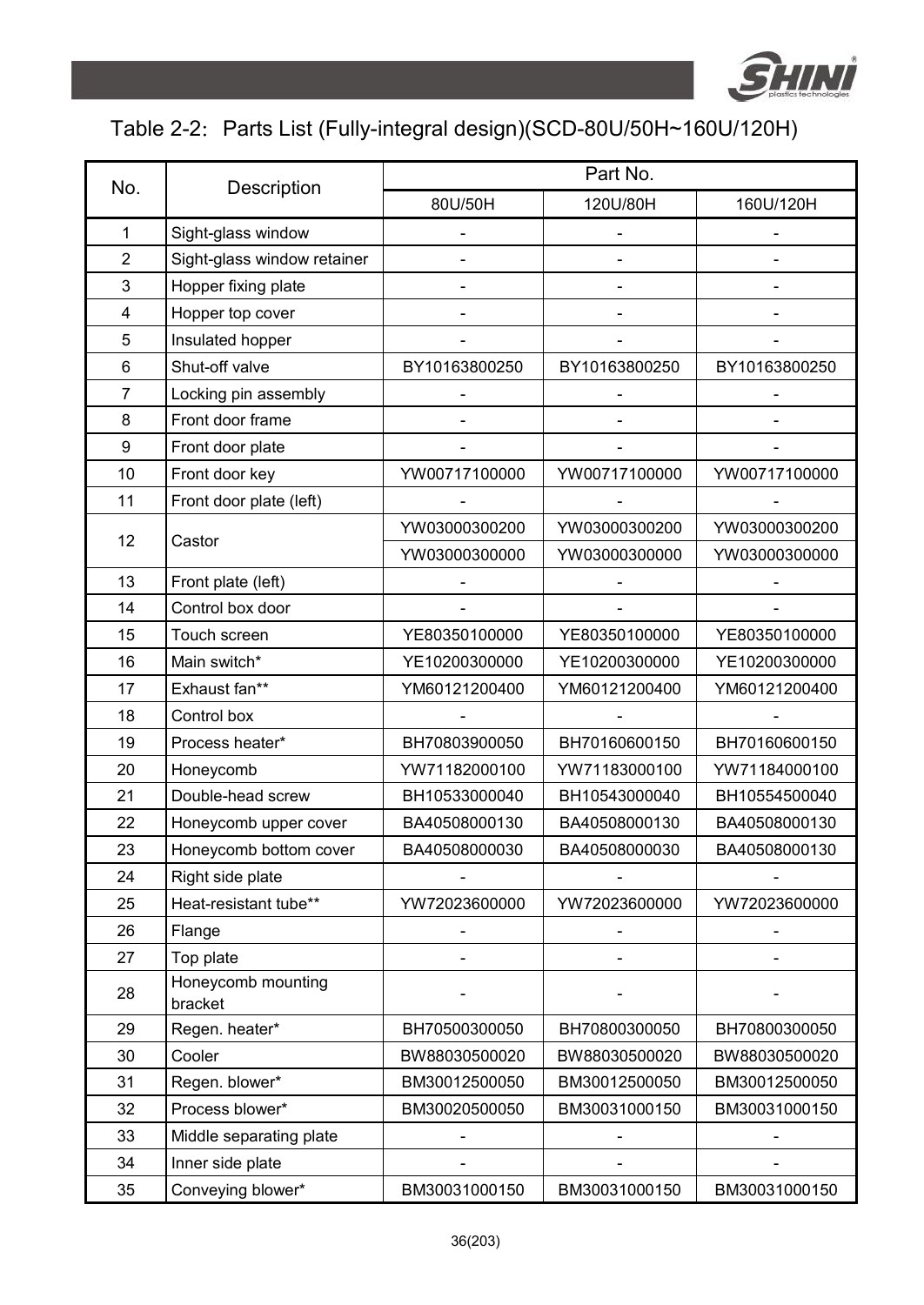Table 2-2: Parts List (Fully-integral design)(SCD-80U/50H~160U/120H)

| No. | Description | Part No. | | |
|---|---|---|---|---|
| | | 80U/50H | 120U/80H | 160U/120H |
| 1 | Sight-glass window | - | - | - |
| 2 | Sight-glass window retainer | - | - | - |
| 3 | Hopper fixing plate | - | - | - |
| 4 | Hopper top cover | - | - | - |
| 5 | Insulated hopper | - | - | - |
| 6 | Shut-off valve | BY10163800250 | BY10163800250 | BY10163800250 |
| 7 | Locking pin assembly | - | - | - |
| 8 | Front door frame | - | - | - |
| 9 | Front door plate | - | - | - |
| 10 | Front door key | YW00717100000 | YW00717100000 | YW00717100000 |
| 11 | Front door plate (left) | - | - | - |
| 12 | Castor | YW03000300200 | YW03000300200 | YW03000300200 |
| | | YW03000300000 | YW03000300000 | YW03000300000 |
| 13 | Front plate (left) | - | - | - |
| 14 | Control box door | - | - | - |
| 15 | Touch screen | YE80350100000 | YE80350100000 | YE80350100000 |
| 16 | Main switch* | YE10200300000 | YE10200300000 | YE10200300000 |
| 17 | Exhaust fan** | YM60121200400 | YM60121200400 | YM60121200400 |
| 18 | Control box | - | - | - |
| 19 | Process heater* | BH70803900050 | BH70160600150 | BH70160600150 |
| 20 | Honeycomb | YW71182000100 | YW71183000100 | YW71184000100 |
| 21 | Double-head screw | BH10533000040 | BH10543000040 | BH10554500040 |
| 22 | Honeycomb upper cover | BA40508000130 | BA40508000130 | BA40508000130 |
| 23 | Honeycomb bottom cover | BA40508000030 | BA40508000030 | BA40508000130 |
| 24 | Right side plate | - | - | - |
| 25 | Heat-resistant tube** | YW72023600000 | YW72023600000 | YW72023600000 |
| 26 | Flange | - | - | - |
| 27 | Top plate | - | - | - |
| 28 | Honeycomb mounting bracket | - | - | - |
| 29 | Regen. heater* | BH70500300050 | BH70800300050 | BH70800300050 |
| 30 | Cooler | BW88030500020 | BW88030500020 | BW88030500020 |
| 31 | Regen. blower* | BM30012500050 | BM30012500050 | BM30012500050 |
| 32 | Process blower* | BM30020500050 | BM30031000150 | BM30031000150 |
| 33 | Middle separating plate | - | - | - |
| 34 | Inner side plate | - | - | - |
| 35 | Conveying blower* | BM30031000150 | BM30031000150 | BM30031000150 |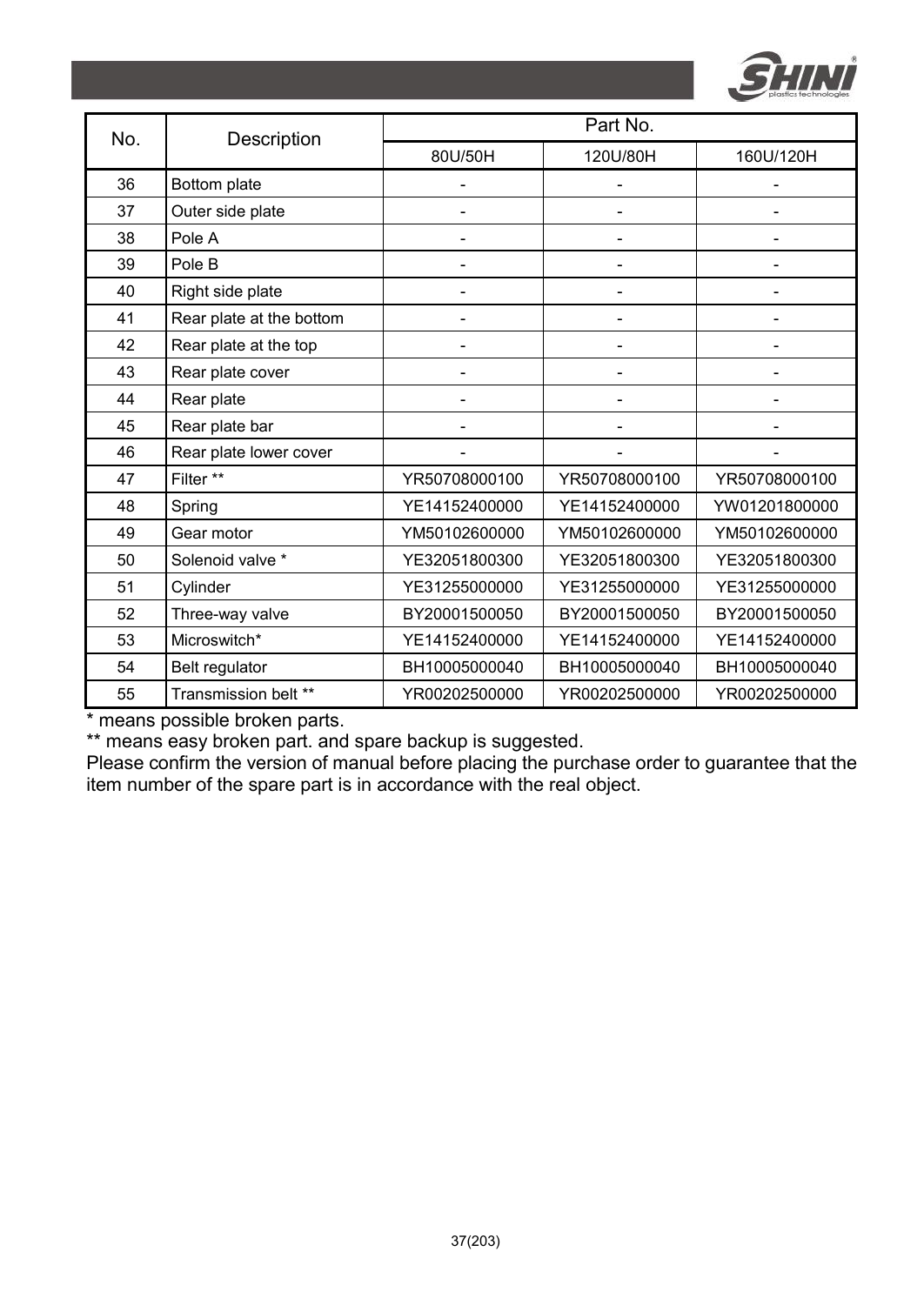| No. | Description | Part No. | | |
|---|---|---|---|---|
| | | 80U/50H | 120U/80H | 160U/120H |
| 36 | Bottom plate | - | - | - |
| 37 | Outer side plate | - | - | - |
| 38 | Pole A | - | - | - |
| 39 | Pole B | - | - | - |
| 40 | Right side plate | - | - | - |
| 41 | Rear plate at the bottom | - | - | - |
| 42 | Rear plate at the top | - | - | - |
| 43 | Rear plate cover | - | - | - |
| 44 | Rear plate | - | - | - |
| 45 | Rear plate bar | - | - | - |
| 46 | Rear plate lower cover | - | - | - |
| 47 | Filter ** | YR50708000100 | YR50708000100 | YR50708000100 |
| 48 | Spring | YE14152400000 | YE14152400000 | YW01201800000 |
| 49 | Gear motor | YM50102600000 | YM50102600000 | YM50102600000 |
| 50 | Solenoid valve * | YE32051800300 | YE32051800300 | YE32051800300 |
| 51 | Cylinder | YE31255000000 | YE31255000000 | YE31255000000 |
| 52 | Three-way valve | BY20001500050 | BY20001500050 | BY20001500050 |
| 53 | Microswitch* | YE14152400000 | YE14152400000 | YE14152400000 |
| 54 | Belt regulator | BH10005000040 | BH10005000040 | BH10005000040 |
| 55 | Transmission belt ** | YR00202500000 | YR00202500000 | YR00202500000 |

* means possible broken parts.

** means easy broken part. and spare backup is suggested.

Please confirm the version of manual before placing the purchase order to guarantee that the item number of the spare part is in accordance with the real object.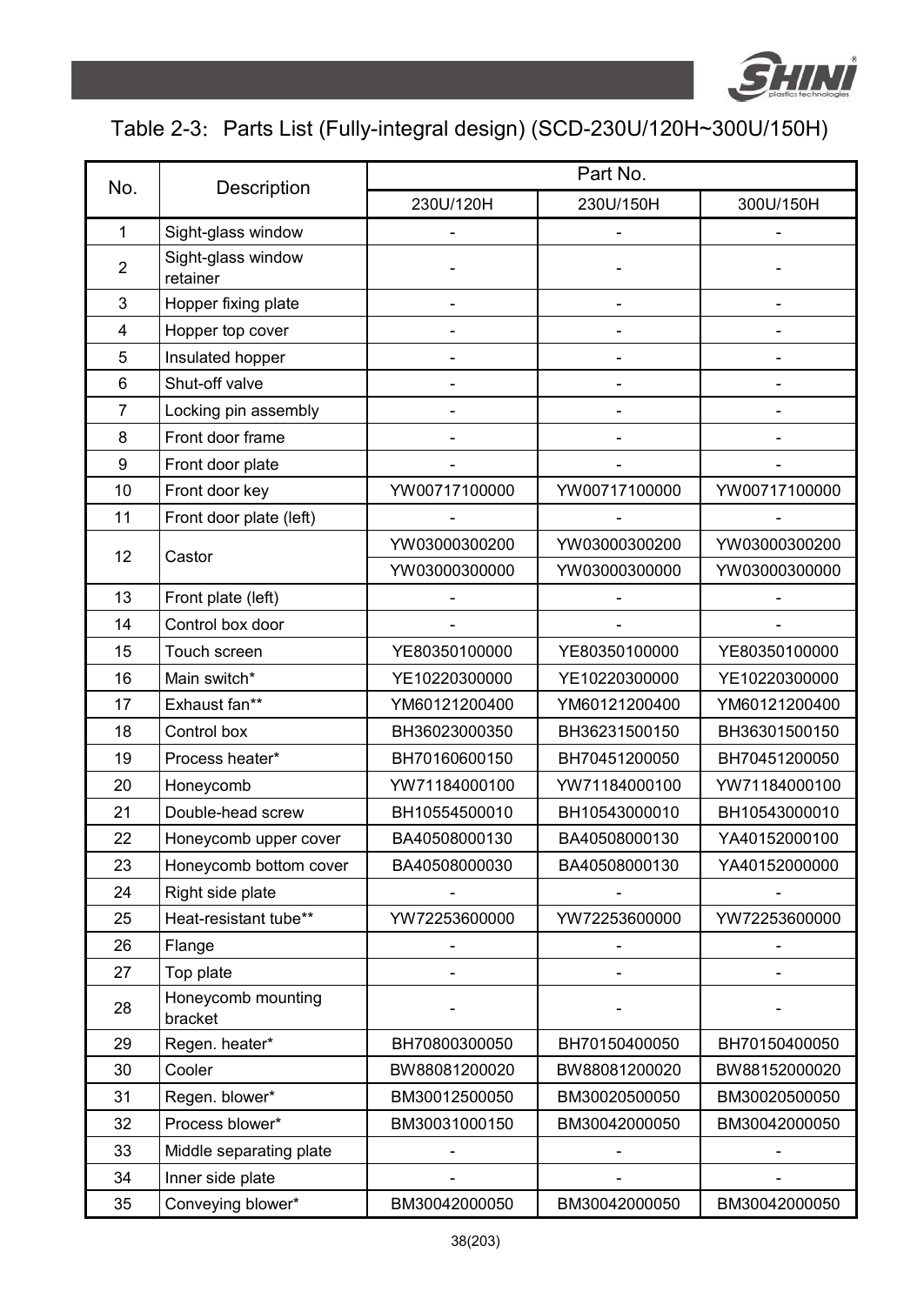## Table 2-3: Parts List (Fully-integral design) (SCD-230U/120H~300U/150H)

| No. | Description | Part No. | | |
|---|---|---|---|---|
| | | 230U/120H | 230U/150H | 300U/150H |
| 1 | Sight-glass window | - | - | - |
| 2 | Sight-glass window retainer | - | - | - |
| 3 | Hopper fixing plate | - | - | - |
| 4 | Hopper top cover | - | - | - |
| 5 | Insulated hopper | - | - | - |
| 6 | Shut-off valve | - | - | - |
| 7 | Locking pin assembly | - | - | - |
| 8 | Front door frame | - | - | - |
| 9 | Front door plate | - | - | - |
| 10 | Front door key | YW00717100000 | YW00717100000 | YW00717100000 |
| 11 | Front door plate (left) | - | - | - |
| 12 | Castor | YW03000300200 | YW03000300200 | YW03000300200 |
| | | YW03000300000 | YW03000300000 | YW03000300000 |
| 13 | Front plate (left) | - | - | - |
| 14 | Control box door | - | - | - |
| 15 | Touch screen | YE80350100000 | YE80350100000 | YE80350100000 |
| 16 | Main switch* | YE10220300000 | YE10220300000 | YE10220300000 |
| 17 | Exhaust fan** | YM60121200400 | YM60121200400 | YM60121200400 |
| 18 | Control box | BH36023000350 | BH36231500150 | BH36301500150 |
| 19 | Process heater* | BH70160600150 | BH70451200050 | BH70451200050 |
| 20 | Honeycomb | YW71184000100 | YW71184000100 | YW71184000100 |
| 21 | Double-head screw | BH10554500010 | BH10543000010 | BH10543000010 |
| 22 | Honeycomb upper cover | BA40508000130 | BA40508000130 | YA40152000100 |
| 23 | Honeycomb bottom cover | BA40508000030 | BA40508000130 | YA40152000000 |
| 24 | Right side plate | - | - | - |
| 25 | Heat-resistant tube** | YW72253600000 | YW72253600000 | YW72253600000 |
| 26 | Flange | - | - | - |
| 27 | Top plate | - | - | - |
| 28 | Honeycomb mounting bracket | - | - | - |
| 29 | Regen. heater* | BH70800300050 | BH70150400050 | BH70150400050 |
| 30 | Cooler | BW88081200020 | BW88081200020 | BW88152000020 |
| 31 | Regen. blower* | BM30012500050 | BM30020500050 | BM30020500050 |
| 32 | Process blower* | BM30031000150 | BM30042000050 | BM30042000050 |
| 33 | Middle separating plate | - | - | - |
| 34 | Inner side plate | - | - | - |
| 35 | Conveying blower* | BM30042000050 | BM30042000050 | BM30042000050 |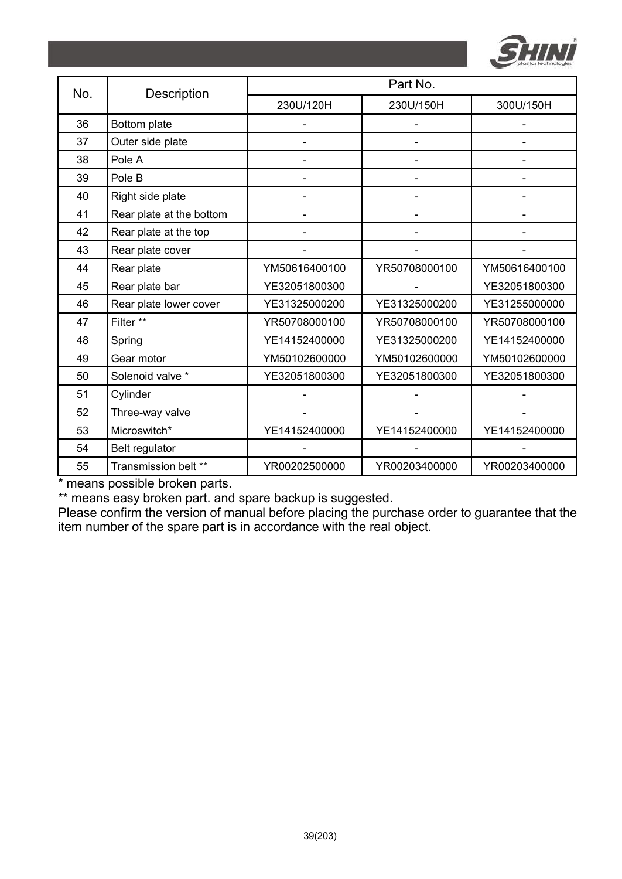| No. | Description | Part No. | | |
|---|---|---|---|---|
| | | 230U/120H | 230U/150H | 300U/150H |
| 36 | Bottom plate | - | - | - |
| 37 | Outer side plate | - | - | - |
| 38 | Pole A | - | - | - |
| 39 | Pole B | - | - | - |
| 40 | Right side plate | - | - | - |
| 41 | Rear plate at the bottom | - | - | - |
| 42 | Rear plate at the top | - | - | - |
| 43 | Rear plate cover | - | - | - |
| 44 | Rear plate | YM50616400100 | YR50708000100 | YM50616400100 |
| 45 | Rear plate bar | YE32051800300 | - | YE32051800300 |
| 46 | Rear plate lower cover | YE31325000200 | YE31325000200 | YE31255000000 |
| 47 | Filter ** | YR50708000100 | YR50708000100 | YR50708000100 |
| 48 | Spring | YE14152400000 | YE31325000200 | YE14152400000 |
| 49 | Gear motor | YM50102600000 | YM50102600000 | YM50102600000 |
| 50 | Solenoid valve * | YE32051800300 | YE32051800300 | YE32051800300 |
| 51 | Cylinder | - | - | - |
| 52 | Three-way valve | - | - | - |
| 53 | Microswitch* | YE14152400000 | YE14152400000 | YE14152400000 |
| 54 | Belt regulator | - | - | - |
| 55 | Transmission belt ** | YR00202500000 | YR00203400000 | YR00203400000 |

* means possible broken parts.

** means easy broken part. and spare backup is suggested.

Please confirm the version of manual before placing the purchase order to guarantee that the item number of the spare part is in accordance with the real object.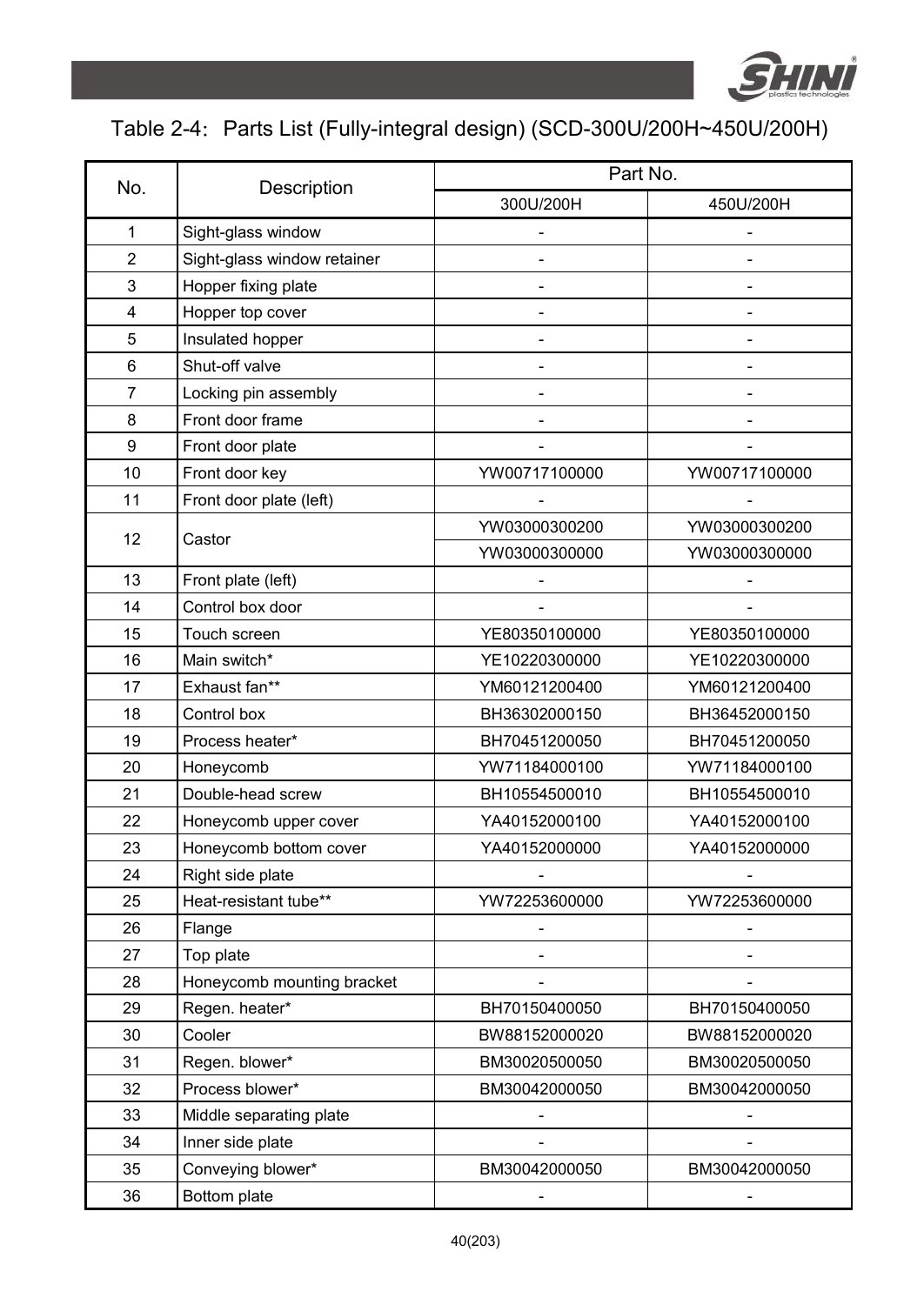Table 2-4: Parts List (Fully-integral design) (SCD-300U/200H~450U/200H)

| No. | Description | Part No. | |
|---|---|---|---|
| | | 300U/200H | 450U/200H |
| 1 | Sight-glass window | - | - |
| 2 | Sight-glass window retainer | - | - |
| 3 | Hopper fixing plate | - | - |
| 4 | Hopper top cover | - | - |
| 5 | Insulated hopper | - | - |
| 6 | Shut-off valve | - | - |
| 7 | Locking pin assembly | - | - |
| 8 | Front door frame | - | - |
| 9 | Front door plate | - | - |
| 10 | Front door key | YW00717100000 | YW00717100000 |
| 11 | Front door plate (left) | - | - |
| 12 | Castor | YW03000300200 | YW03000300200 |
| | | YW03000300000 | YW03000300000 |
| 13 | Front plate (left) | - | - |
| 14 | Control box door | - | - |
| 15 | Touch screen | YE80350100000 | YE80350100000 |
| 16 | Main switch* | YE10220300000 | YE10220300000 |
| 17 | Exhaust fan** | YM60121200400 | YM60121200400 |
| 18 | Control box | BH36302000150 | BH36452000150 |
| 19 | Process heater* | BH70451200050 | BH70451200050 |
| 20 | Honeycomb | YW71184000100 | YW71184000100 |
| 21 | Double-head screw | BH10554500010 | BH10554500010 |
| 22 | Honeycomb upper cover | YA40152000100 | YA40152000100 |
| 23 | Honeycomb bottom cover | YA40152000000 | YA40152000000 |
| 24 | Right side plate | - | - |
| 25 | Heat-resistant tube** | YW72253600000 | YW72253600000 |
| 26 | Flange | - | - |
| 27 | Top plate | - | - |
| 28 | Honeycomb mounting bracket | - | - |
| 29 | Regen. heater* | BH70150400050 | BH70150400050 |
| 30 | Cooler | BW88152000020 | BW88152000020 |
| 31 | Regen. blower* | BM30020500050 | BM30020500050 |
| 32 | Process blower* | BM30042000050 | BM30042000050 |
| 33 | Middle separating plate | - | - |
| 34 | Inner side plate | - | - |
| 35 | Conveying blower* | BM30042000050 | BM30042000050 |
| 36 | Bottom plate | - | - |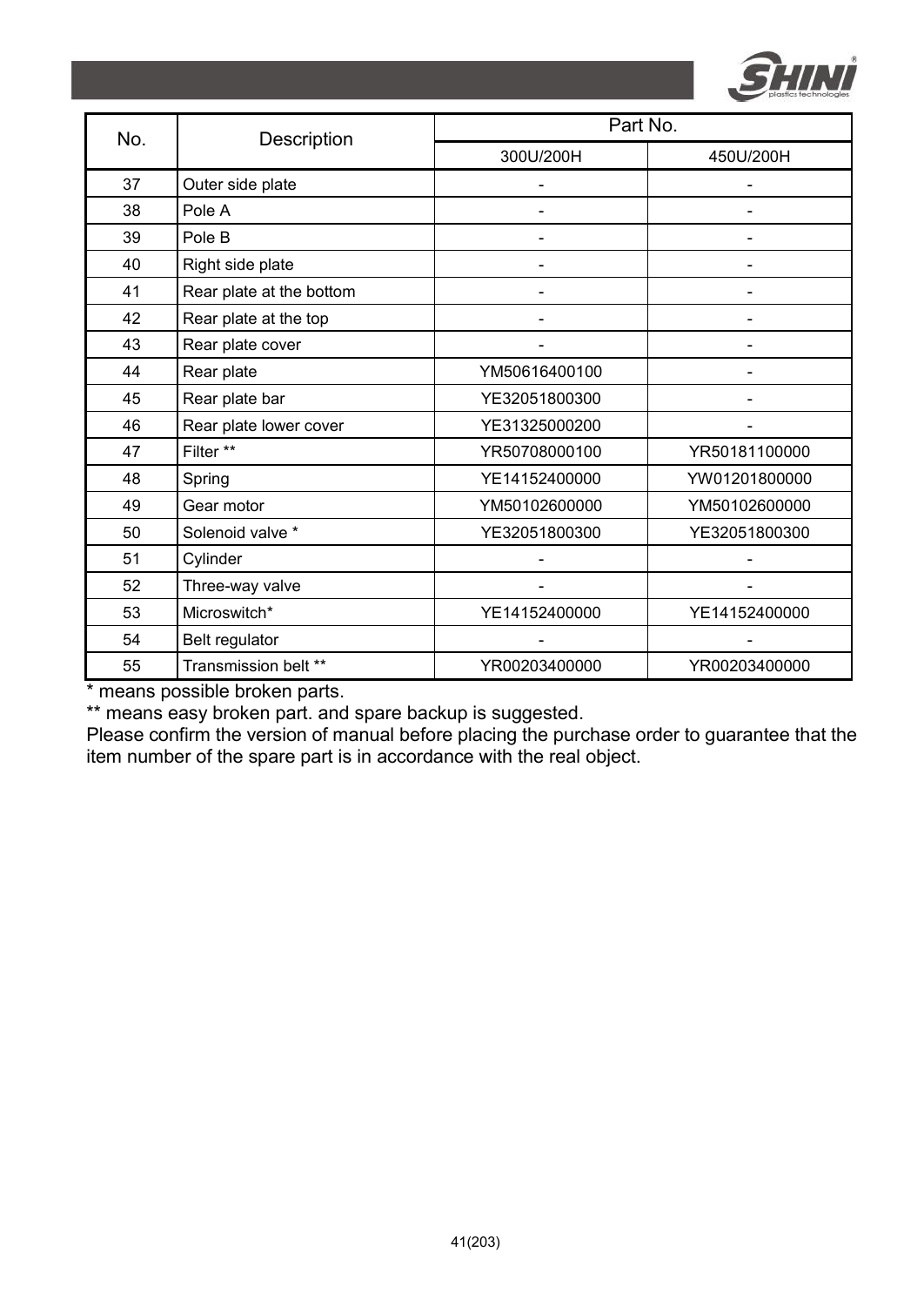| No. | Description | Part No. | |
|---|---|---|---|
| | | 300U/200H | 450U/200H |
| 37 | Outer side plate | - | - |
| 38 | Pole A | - | - |
| 39 | Pole B | - | - |
| 40 | Right side plate | - | - |
| 41 | Rear plate at the bottom | - | - |
| 42 | Rear plate at the top | - | - |
| 43 | Rear plate cover | - | - |
| 44 | Rear plate | YM50616400100 | - |
| 45 | Rear plate bar | YE32051800300 | - |
| 46 | Rear plate lower cover | YE31325000200 | - |
| 47 | Filter ** | YR50708000100 | YR50181100000 |
| 48 | Spring | YE14152400000 | YW01201800000 |
| 49 | Gear motor | YM50102600000 | YM50102600000 |
| 50 | Solenoid valve * | YE32051800300 | YE32051800300 |
| 51 | Cylinder | - | - |
| 52 | Three-way valve | - | - |
| 53 | Microswitch* | YE14152400000 | YE14152400000 |
| 54 | Belt regulator | - | - |
| 55 | Transmission belt ** | YR00203400000 | YR00203400000 |

* means possible broken parts.

** means easy broken part. and spare backup is suggested.

Please confirm the version of manual before placing the purchase order to guarantee that the item number of the spare part is in accordance with the real object.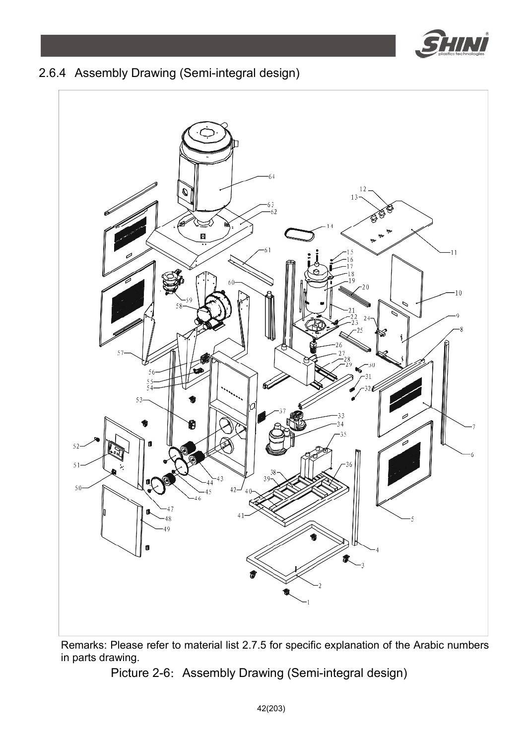## 2.6.4 Assembly Drawing (Semi-integral design)

Remarks: Please refer to material list 2.7.5 for specific explanation of the Arabic numbers in parts drawing.

Picture 2-6: Assembly Drawing (Semi-integral design)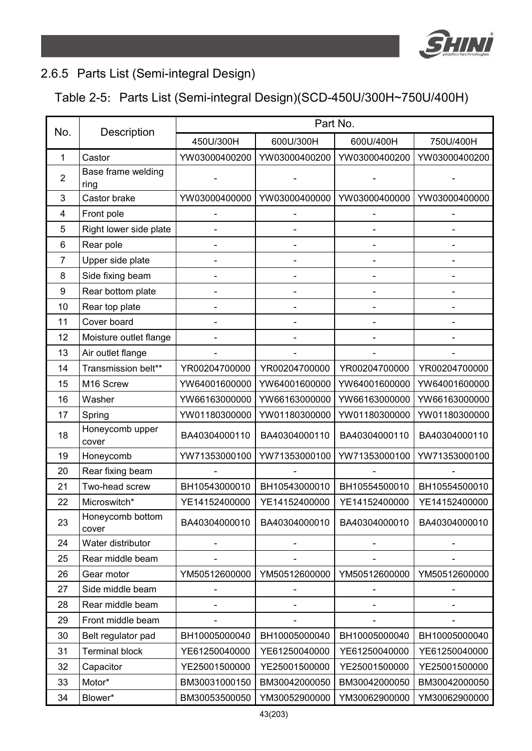### 2.6.5 Parts List (Semi-integral Design)

Table 2-5: Parts List (Semi-integral Design)(SCD-450U/300H~750U/400H)

| No. | Description | Part No. | | | |
|---|---|---|---|---|---|
| | | 450U/300H | 600U/300H | 600U/400H | 750U/400H |
| 1 | Castor | YW03000400200 | YW03000400200 | YW03000400200 | YW03000400200 |
| 2 | Base frame welding ring | - | - | - | - |
| 3 | Castor brake | YW03000400000 | YW03000400000 | YW03000400000 | YW03000400000 |
| 4 | Front pole | - | - | - | - |
| 5 | Right lower side plate | - | - | - | - |
| 6 | Rear pole | - | - | - | - |
| 7 | Upper side plate | - | - | - | - |
| 8 | Side fixing beam | - | - | - | - |
| 9 | Rear bottom plate | - | - | - | - |
| 10 | Rear top plate | - | - | - | - |
| 11 | Cover board | - | - | - | - |
| 12 | Moisture outlet flange | - | - | - | - |
| 13 | Air outlet flange | - | - | - | - |
| 14 | Transmission belt** | YR00204700000 | YR00204700000 | YR00204700000 | YR00204700000 |
| 15 | M16 Screw | YW64001600000 | YW64001600000 | YW64001600000 | YW64001600000 |
| 16 | Washer | YW66163000000 | YW66163000000 | YW66163000000 | YW66163000000 |
| 17 | Spring | YW01180300000 | YW01180300000 | YW01180300000 | YW01180300000 |
| 18 | Honeycomb upper cover | BA40304000110 | BA40304000110 | BA40304000110 | BA40304000110 |
| 19 | Honeycomb | YW71353000100 | YW71353000100 | YW71353000100 | YW71353000100 |
| 20 | Rear fixing beam | - | - | - | - |
| 21 | Two-head screw | BH10543000010 | BH10543000010 | BH10554500010 | BH10554500010 |
| 22 | Microswitch* | YE14152400000 | YE14152400000 | YE14152400000 | YE14152400000 |
| 23 | Honeycomb bottom cover | BA40304000010 | BA40304000010 | BA40304000010 | BA40304000010 |
| 24 | Water distributor | - | - | - | - |
| 25 | Rear middle beam | - | - | - | - |
| 26 | Gear motor | YM50512600000 | YM50512600000 | YM50512600000 | YM50512600000 |
| 27 | Side middle beam | - | - | - | - |
| 28 | Rear middle beam | - | - | - | - |
| 29 | Front middle beam | - | - | - | - |
| 30 | Belt regulator pad | BH10005000040 | BH10005000040 | BH10005000040 | BH10005000040 |
| 31 | Terminal block | YE61250040000 | YE61250040000 | YE61250040000 | YE61250040000 |
| 32 | Capacitor | YE25001500000 | YE25001500000 | YE25001500000 | YE25001500000 |
| 33 | Motor* | BM30031000150 | BM30042000050 | BM30042000050 | BM30042000050 |
| 34 | Blower* | BM30053500050 | YM30052900000 | YM30062900000 | YM30062900000 |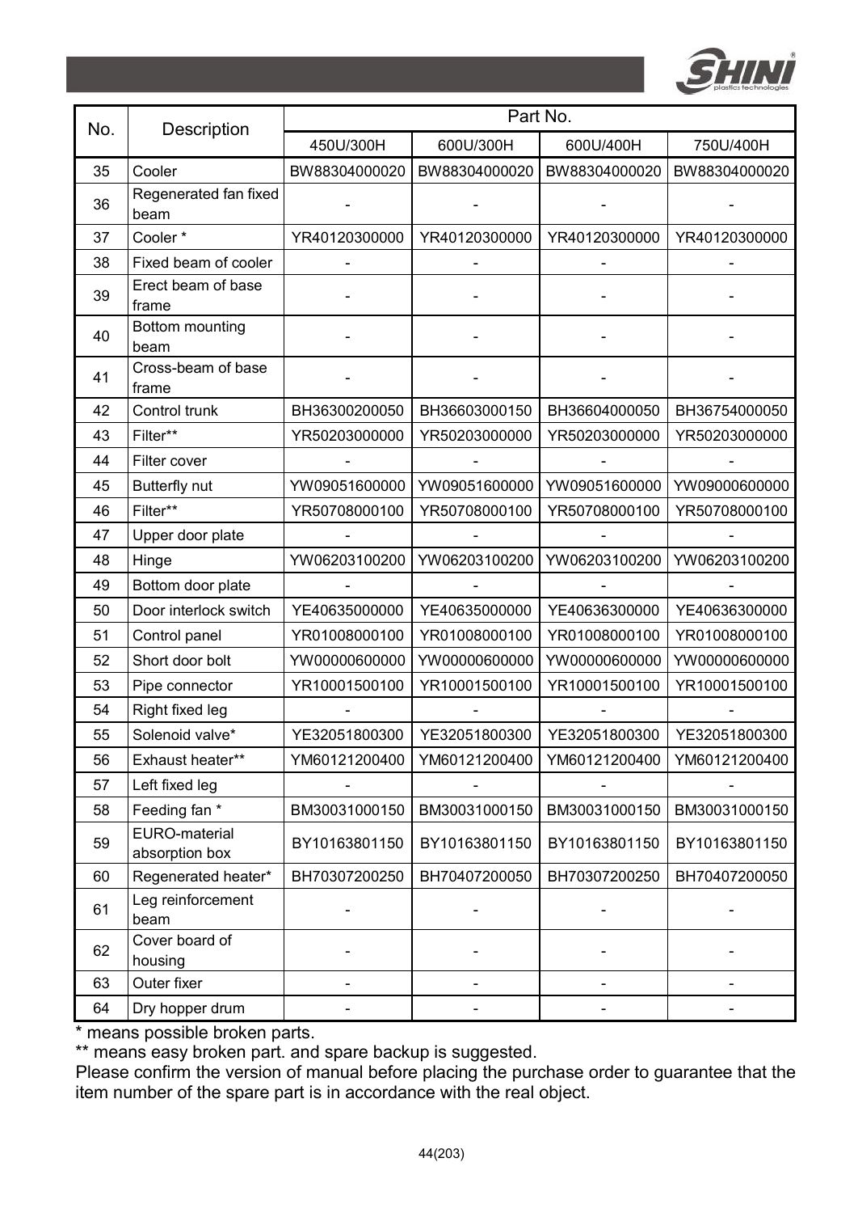| No. | Description | Part No. | | | |
|---|---|---|---|---|---|
| | | 450U/300H | 600U/300H | 600U/400H | 750U/400H |
| 35 | Cooler | BW88304000020 | BW88304000020 | BW88304000020 | BW88304000020 |
| 36 | Regenerated fan fixed beam | - | - | - | - |
| 37 | Cooler * | YR40120300000 | YR40120300000 | YR40120300000 | YR40120300000 |
| 38 | Fixed beam of cooler | - | - | - | - |
| 39 | Erect beam of base frame | - | - | - | - |
| 40 | Bottom mounting beam | - | - | - | - |
| 41 | Cross-beam of base frame | - | - | - | - |
| 42 | Control trunk | BH36300200050 | BH36603000150 | BH36604000050 | BH36754000050 |
| 43 | Filter** | YR50203000000 | YR50203000000 | YR50203000000 | YR50203000000 |
| 44 | Filter cover | - | - | - | - |
| 45 | Butterfly nut | YW09051600000 | YW09051600000 | YW09051600000 | YW09000600000 |
| 46 | Filter** | YR50708000100 | YR50708000100 | YR50708000100 | YR50708000100 |
| 47 | Upper door plate | - | - | - | - |
| 48 | Hinge | YW06203100200 | YW06203100200 | YW06203100200 | YW06203100200 |
| 49 | Bottom door plate | - | - | - | - |
| 50 | Door interlock switch | YE40635000000 | YE40635000000 | YE40636300000 | YE40636300000 |
| 51 | Control panel | YR01008000100 | YR01008000100 | YR01008000100 | YR01008000100 |
| 52 | Short door bolt | YW00000600000 | YW00000600000 | YW00000600000 | YW00000600000 |
| 53 | Pipe connector | YR10001500100 | YR10001500100 | YR10001500100 | YR10001500100 |
| 54 | Right fixed leg | - | - | - | - |
| 55 | Solenoid valve* | YE32051800300 | YE32051800300 | YE32051800300 | YE32051800300 |
| 56 | Exhaust heater** | YM60121200400 | YM60121200400 | YM60121200400 | YM60121200400 |
| 57 | Left fixed leg | - | - | - | - |
| 58 | Feeding fan * | BM30031000150 | BM30031000150 | BM30031000150 | BM30031000150 |
| 59 | EURO-material absorption box | BY10163801150 | BY10163801150 | BY10163801150 | BY10163801150 |
| 60 | Regenerated heater* | BH70307200250 | BH70407200050 | BH70307200250 | BH70407200050 |
| 61 | Leg reinforcement beam | - | - | - | - |
| 62 | Cover board of housing | - | - | - | - |
| 63 | Outer fixer | - | - | - | - |
| 64 | Dry hopper drum | - | - | - | - |

\* means possible broken parts.

\*\* means easy broken part. and spare backup is suggested.

Please confirm the version of manual before placing the purchase order to guarantee that the item number of the spare part is in accordance with the real object.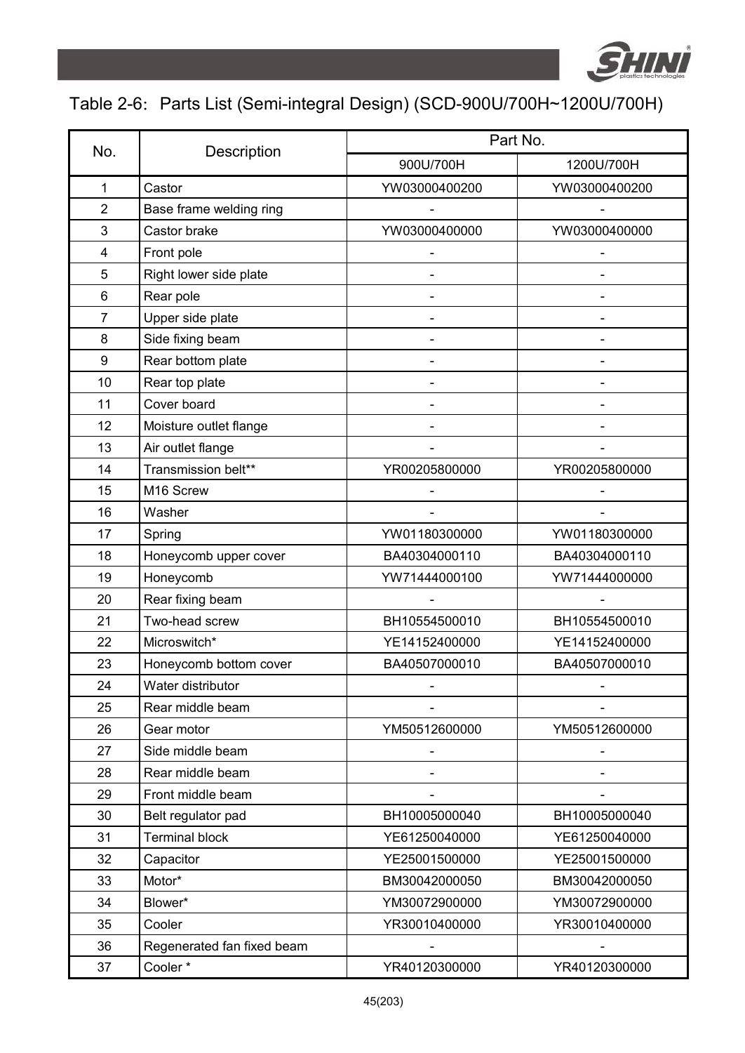Table 2-6: Parts List (Semi-integral Design) (SCD-900U/700H~1200U/700H)

| No. | Description | Part No. | |
|---|---|---|---|
| | | 900U/700H | 1200U/700H |
| 1 | Castor | YW03000400200 | YW03000400200 |
| 2 | Base frame welding ring | - | - |
| 3 | Castor brake | YW03000400000 | YW03000400000 |
| 4 | Front pole | - | - |
| 5 | Right lower side plate | - | - |
| 6 | Rear pole | - | - |
| 7 | Upper side plate | - | - |
| 8 | Side fixing beam | - | - |
| 9 | Rear bottom plate | - | - |
| 10 | Rear top plate | - | - |
| 11 | Cover board | - | - |
| 12 | Moisture outlet flange | - | - |
| 13 | Air outlet flange | - | - |
| 14 | Transmission belt** | YR00205800000 | YR00205800000 |
| 15 | M16 Screw | - | - |
| 16 | Washer | - | - |
| 17 | Spring | YW01180300000 | YW01180300000 |
| 18 | Honeycomb upper cover | BA40304000110 | BA40304000110 |
| 19 | Honeycomb | YW71444000100 | YW71444000000 |
| 20 | Rear fixing beam | - | - |
| 21 | Two-head screw | BH10554500010 | BH10554500010 |
| 22 | Microswitch* | YE14152400000 | YE14152400000 |
| 23 | Honeycomb bottom cover | BA40507000010 | BA40507000010 |
| 24 | Water distributor | - | - |
| 25 | Rear middle beam | - | - |
| 26 | Gear motor | YM50512600000 | YM50512600000 |
| 27 | Side middle beam | - | - |
| 28 | Rear middle beam | - | - |
| 29 | Front middle beam | - | - |
| 30 | Belt regulator pad | BH10005000040 | BH10005000040 |
| 31 | Terminal block | YE61250040000 | YE61250040000 |
| 32 | Capacitor | YE25001500000 | YE25001500000 |
| 33 | Motor* | BM30042000050 | BM30042000050 |
| 34 | Blower* | YM30072900000 | YM30072900000 |
| 35 | Cooler | YR30010400000 | YR30010400000 |
| 36 | Regenerated fan fixed beam | - | - |
| 37 | Cooler * | YR40120300000 | YR40120300000 |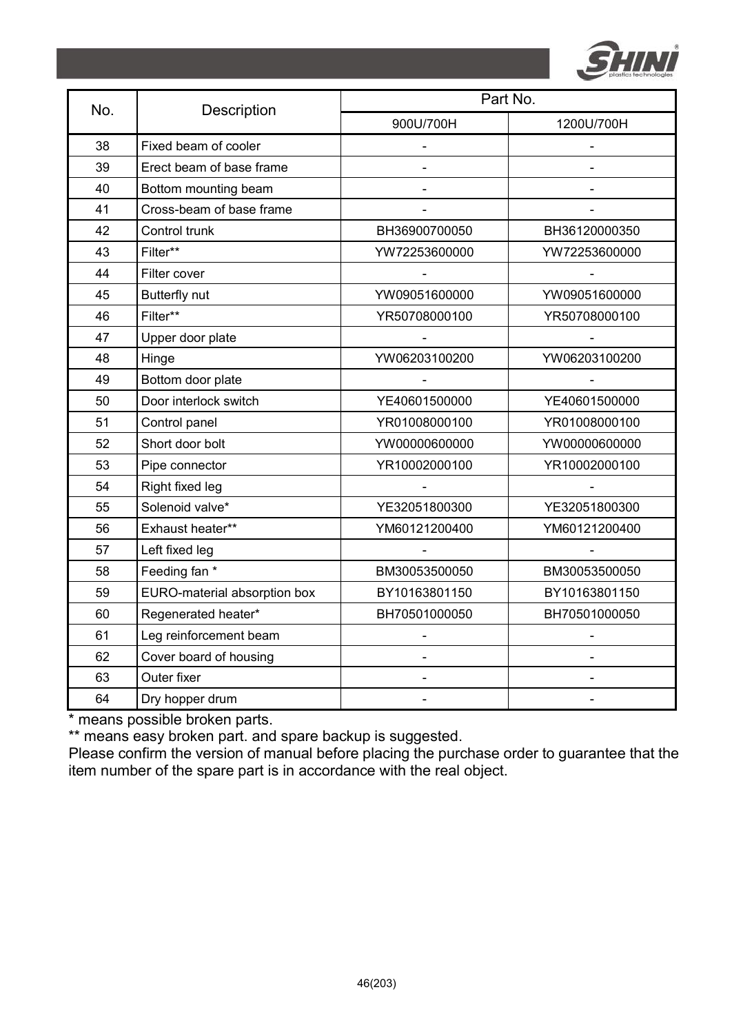| No. | Description | Part No. | |
|---|---|---|---|
| | | 900U/700H | 1200U/700H |
| 38 | Fixed beam of cooler | - | - |
| 39 | Erect beam of base frame | - | - |
| 40 | Bottom mounting beam | - | - |
| 41 | Cross-beam of base frame | - | - |
| 42 | Control trunk | BH36900700050 | BH36120000350 |
| 43 | Filter** | YW72253600000 | YW72253600000 |
| 44 | Filter cover | - | - |
| 45 | Butterfly nut | YW09051600000 | YW09051600000 |
| 46 | Filter** | YR50708000100 | YR50708000100 |
| 47 | Upper door plate | - | - |
| 48 | Hinge | YW06203100200 | YW06203100200 |
| 49 | Bottom door plate | - | - |
| 50 | Door interlock switch | YE40601500000 | YE40601500000 |
| 51 | Control panel | YR01008000100 | YR01008000100 |
| 52 | Short door bolt | YW00000600000 | YW00000600000 |
| 53 | Pipe connector | YR10002000100 | YR10002000100 |
| 54 | Right fixed leg | - | - |
| 55 | Solenoid valve* | YE32051800300 | YE32051800300 |
| 56 | Exhaust heater** | YM60121200400 | YM60121200400 |
| 57 | Left fixed leg | - | - |
| 58 | Feeding fan * | BM30053500050 | BM30053500050 |
| 59 | EURO-material absorption box | BY10163801150 | BY10163801150 |
| 60 | Regenerated heater* | BH70501000050 | BH70501000050 |
| 61 | Leg reinforcement beam | - | - |
| 62 | Cover board of housing | - | - |
| 63 | Outer fixer | - | - |
| 64 | Dry hopper drum | - | - |

* means possible broken parts.
** means easy broken part. and spare backup is suggested.
Please confirm the version of manual before placing the purchase order to guarantee that the item number of the spare part is in accordance with the real object.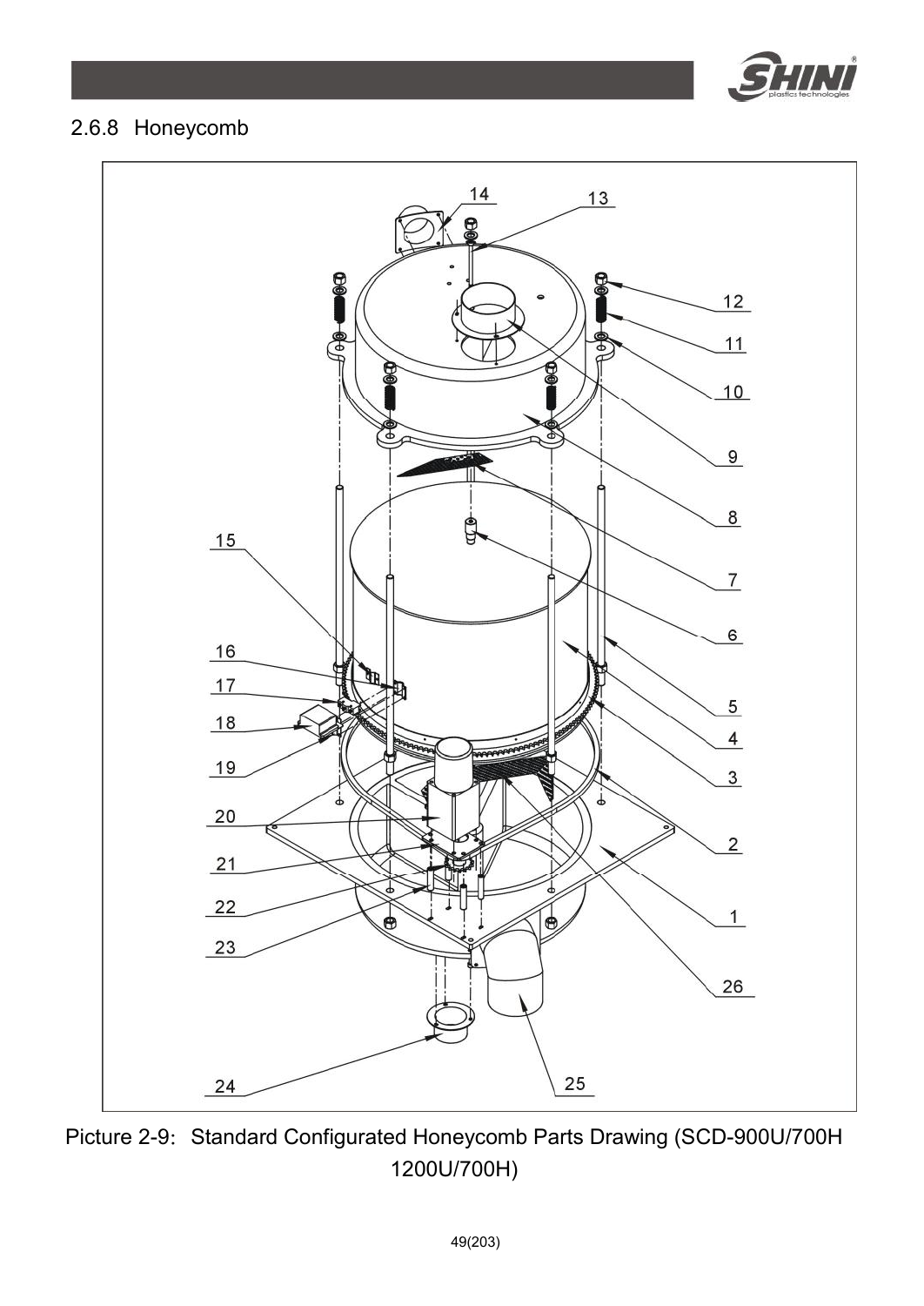### 2.6.8 Honeycomb

Picture 2-9: Standard Configurated Honeycomb Parts Drawing (SCD-900U/700H 1200U/700H)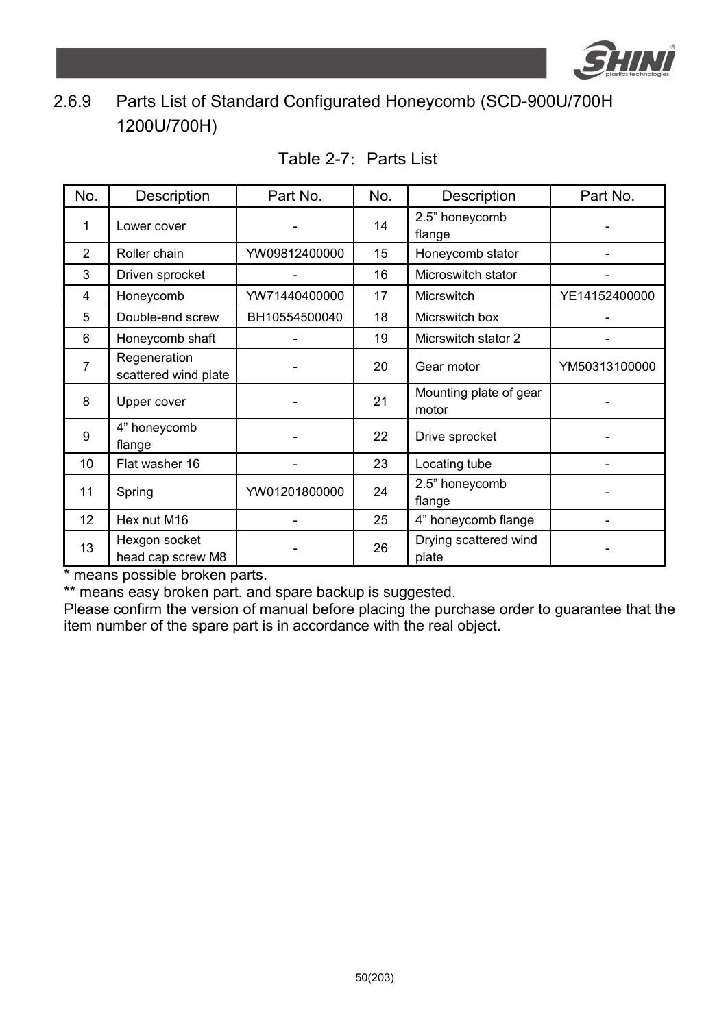### 2.6.9 Parts List of Standard Configurated Honeycomb (SCD-900U/700H 1200U/700H)

Table 2-7: Parts List

| No. | Description | Part No. | No. | Description | Part No. |
|---|---|---|---|---|---|
| 1 | Lower cover | - | 14 | 2.5” honeycomb flange | - |
| 2 | Roller chain | YW09812400000 | 15 | Honeycomb stator | - |
| 3 | Driven sprocket | - | 16 | Microswitch stator | - |
| 4 | Honeycomb | YW71440400000 | 17 | Micrswitch | YE14152400000 |
| 5 | Double-end screw | BH10554500040 | 18 | Micrswitch box | - |
| 6 | Honeycomb shaft | - | 19 | Micrswitch stator 2 | - |
| 7 | Regeneration scattered wind plate | - | 20 | Gear motor | YM50313100000 |
| 8 | Upper cover | - | 21 | Mounting plate of gear motor | - |
| 9 | 4” honeycomb flange | - | 22 | Drive sprocket | - |
| 10 | Flat washer 16 | - | 23 | Locating tube | - |
| 11 | Spring | YW01201800000 | 24 | 2.5” honeycomb flange | - |
| 12 | Hex nut M16 | - | 25 | 4” honeycomb flange | - |
| 13 | Hexgon socket head cap screw M8 | - | 26 | Drying scattered wind plate | - |

* means possible broken parts.

** means easy broken part. and spare backup is suggested.

Please confirm the version of manual before placing the purchase order to guarantee that the item number of the spare part is in accordance with the real object.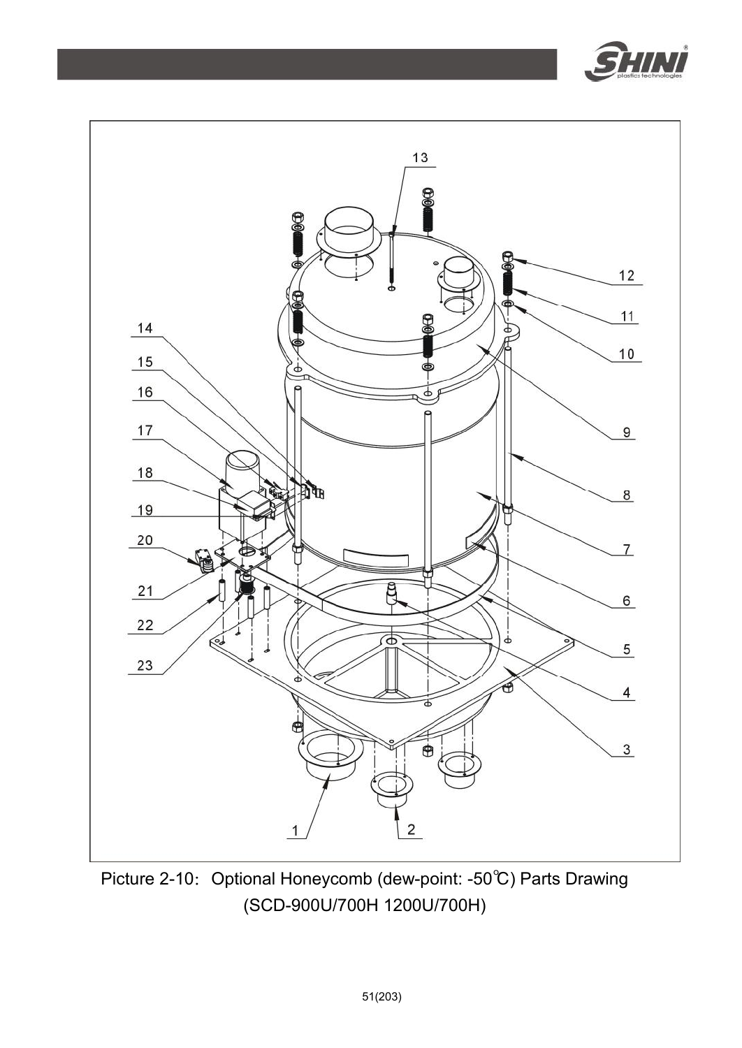Picture 2-10: Optional Honeycomb (dew-point: -50℃) Parts Drawing (SCD-900U/700H 1200U/700H)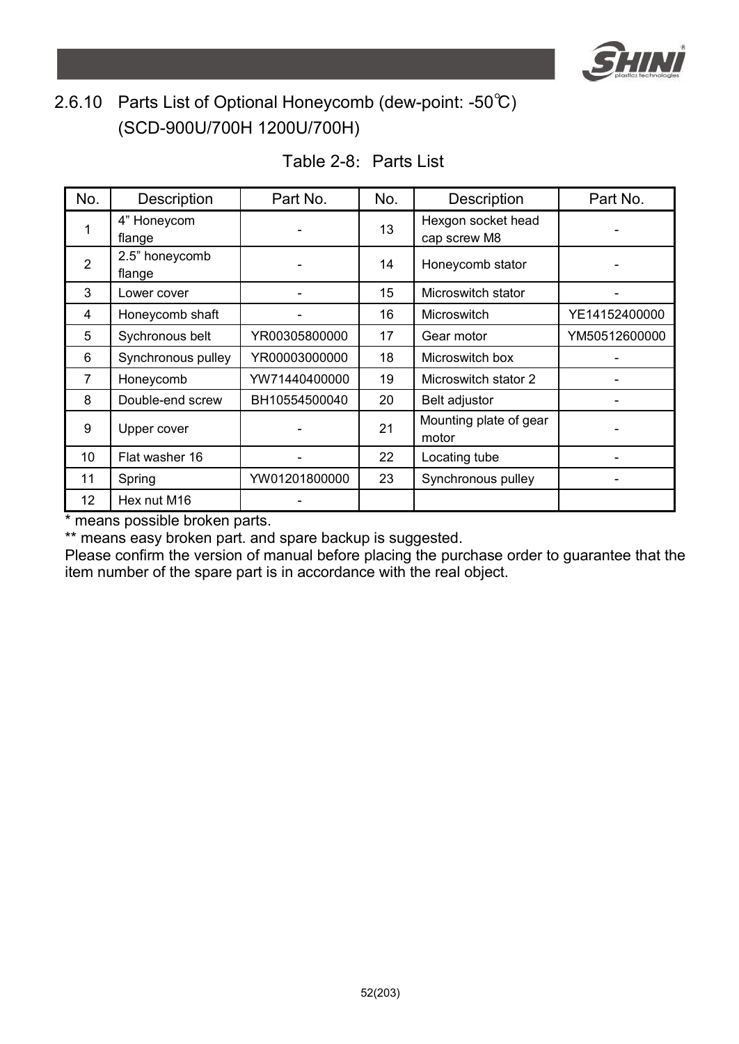## 2.6.10 Parts List of Optional Honeycomb (dew-point: -50℃) (SCD-900U/700H 1200U/700H)

Table 2-8: Parts List

| No. | Description | Part No. | No. | Description | Part No. |
|---|---|---|---|---|---|
| 1 | 4” Honeycom flange | - | 13 | Hexgon socket head cap screw M8 | - |
| 2 | 2.5” honeycomb flange | - | 14 | Honeycomb stator | - |
| 3 | Lower cover | - | 15 | Microswitch stator | - |
| 4 | Honeycomb shaft | - | 16 | Microswitch | YE14152400000 |
| 5 | Sychronous belt | YR00305800000 | 17 | Gear motor | YM50512600000 |
| 6 | Synchronous pulley | YR00003000000 | 18 | Microswitch box | - |
| 7 | Honeycomb | YW71440400000 | 19 | Microswitch stator 2 | - |
| 8 | Double-end screw | BH10554500040 | 20 | Belt adjustor | - |
| 9 | Upper cover | - | 21 | Mounting plate of gear motor | - |
| 10 | Flat washer 16 | - | 22 | Locating tube | - |
| 11 | Spring | YW01201800000 | 23 | Synchronous pulley | - |
| 12 | Hex nut M16 | - | | | |

* means possible broken parts.

** means easy broken part. and spare backup is suggested.

Please confirm the version of manual before placing the purchase order to guarantee that the item number of the spare part is in accordance with the real object.